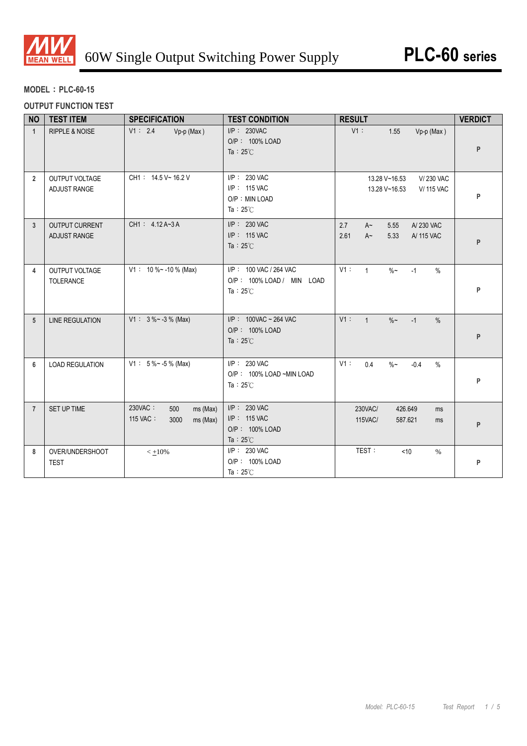# 60W Single Output Switching Power Supply — PLC-60 series

**MODEL：PLC-60-15**

**OUTPUT FUNCTION TEST**

| NO | TEST ITEM | SPECIFICATION | TEST CONDITION | RESULT | VERDICT |
|---|---|---|---|---|---|
| 1 | RIPPLE & NOISE | V1： 2.4 Vp-p (Max) | I/P： 230VAC<br>O/P： 100% LOAD<br>Ta：25℃ | V1： 1.55 Vp-p (Max) | P |
| 2 | OUTPUT VOLTAGE ADJUST RANGE | CH1： 14.5 V~ 16.2 V | I/P： 230 VAC<br>I/P： 115 VAC<br>O/P：MIN LOAD<br>Ta：25℃ | 13.28 V~16.53 V/ 230 VAC<br>13.28 V~16.53 V/ 115 VAC | P |
| 3 | OUTPUT CURRENT ADJUST RANGE | CH1： 4.12 A~3 A | I/P： 230 VAC<br>I/P： 115 VAC<br>Ta：25℃ | 2.7 A~ 5.55 A/ 230 VAC<br>2.61 A~ 5.33 A/ 115 VAC | P |
| 4 | OUTPUT VOLTAGE TOLERANCE | V1： 10 %~ -10 % (Max) | I/P： 100 VAC / 264 VAC<br>O/P： 100% LOAD / MIN LOAD<br>Ta：25℃ | V1： 1 %~ -1 % | P |
| 5 | LINE REGULATION | V1： 3 %~ -3 % (Max) | I/P： 100VAC ~ 264 VAC<br>O/P： 100% LOAD<br>Ta：25℃ | V1： 1 %~ -1 % | P |
| 6 | LOAD REGULATION | V1： 5 %~ -5 % (Max) | I/P： 230 VAC<br>O/P： 100% LOAD ~MIN LOAD<br>Ta：25℃ | V1： 0.4 %~ -0.4 % | P |
| 7 | SET UP TIME | 230VAC： 500 ms (Max)<br>115 VAC： 3000 ms (Max) | I/P： 230 VAC<br>I/P： 115 VAC<br>O/P： 100% LOAD<br>Ta：25℃ | 230VAC/ 426.649 ms<br>115VAC/ 587.621 ms | P |
| 8 | OVER/UNDERSHOOT TEST | < ±10% | I/P： 230 VAC<br>O/P： 100% LOAD<br>Ta：25℃ | TEST： <10 % | P |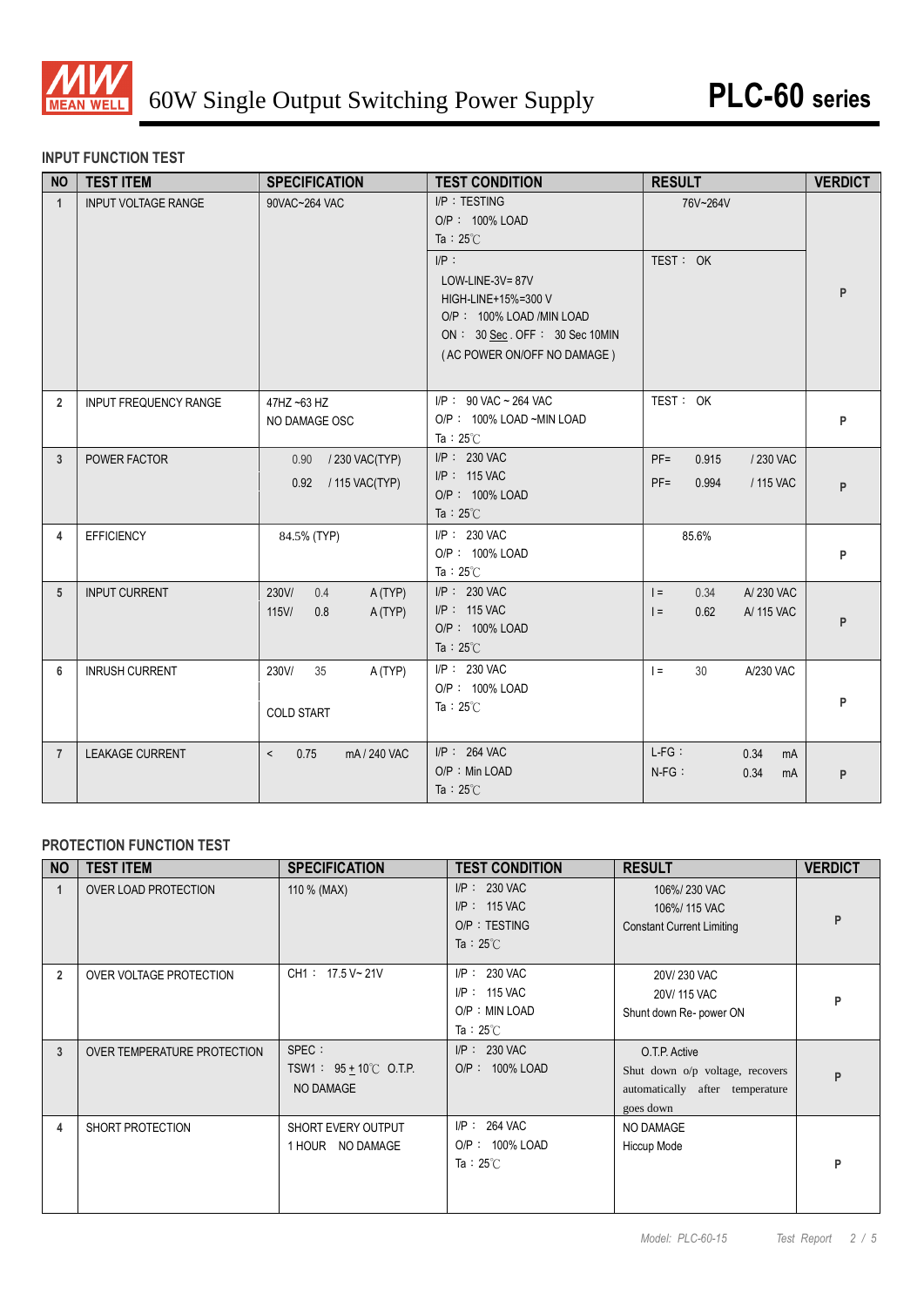# 60W Single Output Switching Power Supply

## PLC-60 series

### INPUT FUNCTION TEST

| NO | TEST ITEM | SPECIFICATION | TEST CONDITION | RESULT | VERDICT |
|---|---|---|---|---|---|
| 1 | INPUT VOLTAGE RANGE | 90VAC~264 VAC | I/P：TESTING<br>O/P： 100% LOAD<br>Ta：25℃ | 76V~264V | P |
| | | | I/P：<br>LOW-LINE-3V= 87V<br>HIGH-LINE+15%=300 V<br>O/P： 100% LOAD /MIN LOAD<br>ON： 30 Sec . OFF： 30 Sec 10MIN<br>( AC POWER ON/OFF NO DAMAGE ) | TEST： OK | |
| 2 | INPUT FREQUENCY RANGE | 47HZ ~63 HZ<br>NO DAMAGE OSC | I/P： 90 VAC ~ 264 VAC<br>O/P： 100% LOAD ~MIN LOAD<br>Ta：25℃ | TEST： OK | P |
| 3 | POWER FACTOR | 0.90 / 230 VAC(TYP)<br>0.92 / 115 VAC(TYP) | I/P： 230 VAC<br>I/P： 115 VAC<br>O/P： 100% LOAD<br>Ta：25℃ | PF= 0.915 / 230 VAC<br>PF= 0.994 / 115 VAC | P |
| 4 | EFFICIENCY | 84.5% (TYP) | I/P： 230 VAC<br>O/P： 100% LOAD<br>Ta：25℃ | 85.6% | P |
| 5 | INPUT CURRENT | 230V/ 0.4 A (TYP)<br>115V/ 0.8 A (TYP) | I/P： 230 VAC<br>I/P： 115 VAC<br>O/P： 100% LOAD<br>Ta：25℃ | I = 0.34 A/ 230 VAC<br>I = 0.62 A/ 115 VAC | P |
| 6 | INRUSH CURRENT | 230V/ 35 A (TYP)<br>COLD START | I/P： 230 VAC<br>O/P： 100% LOAD<br>Ta：25℃ | I = 30 A/230 VAC | P |
| 7 | LEAKAGE CURRENT | < 0.75 mA / 240 VAC | I/P： 264 VAC<br>O/P：Min LOAD<br>Ta：25℃ | L-FG： 0.34 mA<br>N-FG： 0.34 mA | P |

### PROTECTION FUNCTION TEST

| NO | TEST ITEM | SPECIFICATION | TEST CONDITION | RESULT | VERDICT |
|---|---|---|---|---|---|
| 1 | OVER LOAD PROTECTION | 110 % (MAX) | I/P： 230 VAC<br>I/P： 115 VAC<br>O/P：TESTING<br>Ta：25℃ | 106%/ 230 VAC<br>106%/ 115 VAC<br>Constant Current Limiting | P |
| 2 | OVER VOLTAGE PROTECTION | CH1： 17.5 V~ 21V | I/P： 230 VAC<br>I/P： 115 VAC<br>O/P：MIN LOAD<br>Ta：25℃ | 20V/ 230 VAC<br>20V/ 115 VAC<br>Shunt down Re- power ON | P |
| 3 | OVER TEMPERATURE PROTECTION | SPEC：<br>TSW1： 95 ± 10℃ O.T.P.<br>NO DAMAGE | I/P： 230 VAC<br>O/P： 100% LOAD | O.T.P. Active<br>Shut down o/p voltage, recovers automatically after temperature goes down | P |
| 4 | SHORT PROTECTION | SHORT EVERY OUTPUT<br>1 HOUR NO DAMAGE | I/P： 264 VAC<br>O/P： 100% LOAD<br>Ta：25℃ | NO DAMAGE<br>Hiccup Mode | P |

Model: PLC-60-15 Test Report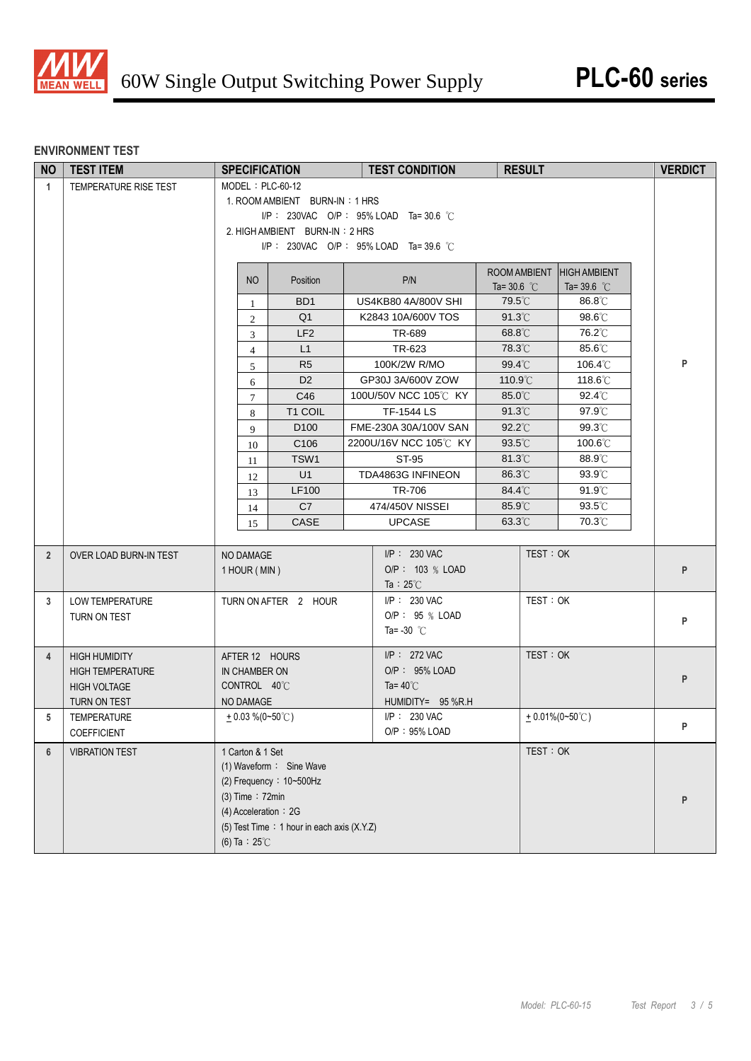## ENVIRONMENT TEST

| NO | TEST ITEM | SPECIFICATION | TEST CONDITION | RESULT | VERDICT |
|---|---|---|---|---|---|
| 1 | TEMPERATURE RISE TEST | MODEL：PLC-60-12<br>1. ROOM AMBIENT BURN-IN：1 HRS<br>I/P： 230VAC O/P： 95% LOAD Ta= 30.6 ℃<br>2. HIGH AMBIENT BURN-IN：2 HRS<br>I/P： 230VAC O/P： 95% LOAD Ta= 39.6 ℃ | | | P |

| NO | Position | P/N | ROOM AMBIENT Ta= 30.6 ℃ | HIGH AMBIENT Ta= 39.6 ℃ |
|---|---|---|---|---|
| 1 | BD1 | US4KB80 4A/800V SHI | 79.5℃ | 86.8℃ |
| 2 | Q1 | K2843 10A/600V TOS | 91.3℃ | 98.6℃ |
| 3 | LF2 | TR-689 | 68.8℃ | 76.2℃ |
| 4 | L1 | TR-623 | 78.3℃ | 85.6℃ |
| 5 | R5 | 100K/2W R/MO | 99.4℃ | 106.4℃ |
| 6 | D2 | GP30J 3A/600V ZOW | 110.9℃ | 118.6℃ |
| 7 | C46 | 100U/50V NCC 105℃ KY | 85.0℃ | 92.4℃ |
| 8 | T1 COIL | TF-1544 LS | 91.3℃ | 97.9℃ |
| 9 | D100 | FME-230A 30A/100V SAN | 92.2℃ | 99.3℃ |
| 10 | C106 | 2200U/16V NCC 105℃ KY | 93.5℃ | 100.6℃ |
| 11 | TSW1 | ST-95 | 81.3℃ | 88.9℃ |
| 12 | U1 | TDA4863G INFINEON | 86.3℃ | 93.9℃ |
| 13 | LF100 | TR-706 | 84.4℃ | 91.9℃ |
| 14 | C7 | 474/450V NISSEI | 85.9℃ | 93.5℃ |
| 15 | CASE | UPCASE | 63.3℃ | 70.3℃ |

| NO | TEST ITEM | SPECIFICATION | TEST CONDITION | RESULT | VERDICT |
|---|---|---|---|---|---|
| 2 | OVER LOAD BURN-IN TEST | NO DAMAGE<br>1 HOUR ( MIN ) | I/P： 230 VAC<br>O/P： 103 % LOAD<br>Ta：25℃ | TEST：OK | P |
| 3 | LOW TEMPERATURE TURN ON TEST | TURN ON AFTER 2 HOUR | I/P： 230 VAC<br>O/P： 95 % LOAD<br>Ta= -30 ℃ | TEST：OK | P |
| 4 | HIGH HUMIDITY HIGH TEMPERATURE HIGH VOLTAGE TURN ON TEST | AFTER 12 HOURS<br>IN CHAMBER ON<br>CONTROL 40℃<br>NO DAMAGE | I/P： 272 VAC<br>O/P： 95% LOAD<br>Ta= 40℃<br>HUMIDITY= 95 %R.H | TEST：OK | P |
| 5 | TEMPERATURE COEFFICIENT | ± 0.03 %(0~50℃) | I/P： 230 VAC<br>O/P：95% LOAD | ± 0.01%(0~50℃) | P |
| 6 | VIBRATION TEST | 1 Carton & 1 Set<br>(1) Waveform： Sine Wave<br>(2) Frequency：10~500Hz<br>(3) Time：72min<br>(4) Acceleration：2G<br>(5) Test Time：1 hour in each axis (X.Y.Z)<br>(6) Ta：25℃ | | TEST：OK | P |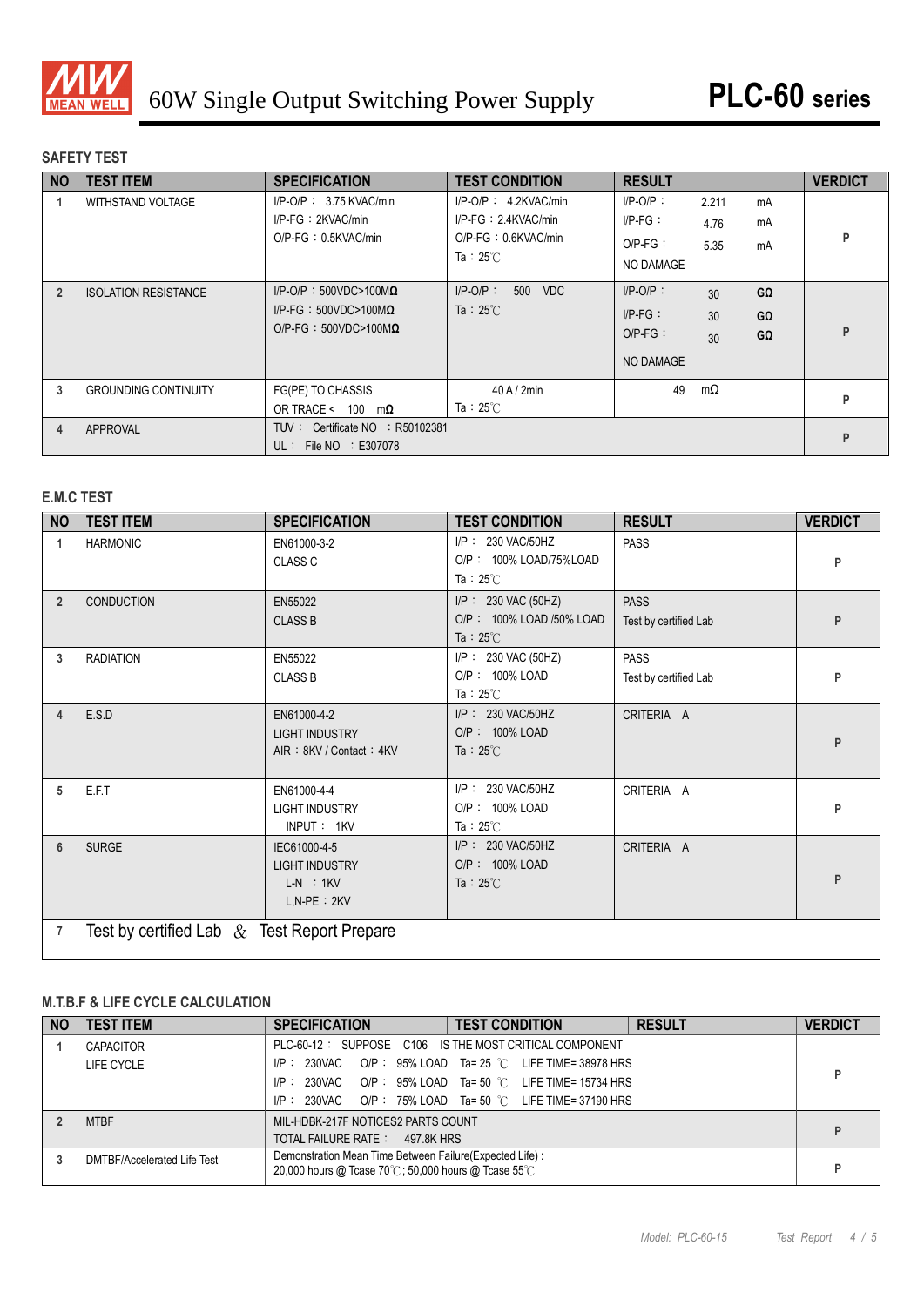# 60W Single Output Switching Power Supply

# PLC-60 series

## SAFETY TEST

| NO | TEST ITEM | SPECIFICATION | TEST CONDITION | RESULT | VERDICT |
|---|---|---|---|---|---|
| 1 | WITHSTAND VOLTAGE | I/P-O/P： 3.75 KVAC/min<br>I/P-FG：2KVAC/min<br>O/P-FG：0.5KVAC/min | I/P-O/P： 4.2KVAC/min<br>I/P-FG：2.4KVAC/min<br>O/P-FG：0.6KVAC/min<br>Ta：25℃ | I/P-O/P： 2.211 mA<br>I/P-FG： 4.76 mA<br>O/P-FG： 5.35 mA<br>NO DAMAGE | P |
| 2 | ISOLATION RESISTANCE | I/P-O/P：500VDC>100MΩ<br>I/P-FG：500VDC>100MΩ<br>O/P-FG：500VDC>100MΩ | I/P-O/P： 500 VDC<br>Ta：25℃ | I/P-O/P： 30 GΩ<br>I/P-FG： 30 GΩ<br>O/P-FG： 30 GΩ<br>NO DAMAGE | P |
| 3 | GROUNDING CONTINUITY | FG(PE) TO CHASSIS<br>OR TRACE < 100 mΩ | 40 A / 2min<br>Ta：25℃ | 49 mΩ | P |
| 4 | APPROVAL | TUV： Certificate NO ：R50102381<br>UL： File NO ：E307078 | | | P |

## E.M.C TEST

| NO | TEST ITEM | SPECIFICATION | TEST CONDITION | RESULT | VERDICT |
|---|---|---|---|---|---|
| 1 | HARMONIC | EN61000-3-2<br>CLASS C | I/P： 230 VAC/50HZ<br>O/P： 100% LOAD/75%LOAD<br>Ta：25℃ | PASS | P |
| 2 | CONDUCTION | EN55022<br>CLASS B | I/P： 230 VAC (50HZ)<br>O/P： 100% LOAD /50% LOAD<br>Ta：25℃ | PASS<br>Test by certified Lab | P |
| 3 | RADIATION | EN55022<br>CLASS B | I/P： 230 VAC (50HZ)<br>O/P： 100% LOAD<br>Ta：25℃ | PASS<br>Test by certified Lab | P |
| 4 | E.S.D | EN61000-4-2<br>LIGHT INDUSTRY<br>AIR：8KV / Contact：4KV | I/P： 230 VAC/50HZ<br>O/P： 100% LOAD<br>Ta：25℃ | CRITERIA A | P |
| 5 | E.F.T | EN61000-4-4<br>LIGHT INDUSTRY<br>INPUT： 1KV | I/P： 230 VAC/50HZ<br>O/P： 100% LOAD<br>Ta：25℃ | CRITERIA A | P |
| 6 | SURGE | IEC61000-4-5<br>LIGHT INDUSTRY<br>L-N ：1KV<br>L,N-PE：2KV | I/P： 230 VAC/50HZ<br>O/P： 100% LOAD<br>Ta：25℃ | CRITERIA A | P |
| 7 | Test by certified Lab & Test Report Prepare | | | | |

## M.T.B.F & LIFE CYCLE CALCULATION

| NO | TEST ITEM | SPECIFICATION / TEST CONDITION / RESULT | VERDICT |
|---|---|---|---|
| 1 | CAPACITOR LIFE CYCLE | PLC-60-12： SUPPOSE C106 IS THE MOST CRITICAL COMPONENT<br>I/P： 230VAC O/P： 95% LOAD Ta= 25 ℃ LIFE TIME= 38978 HRS<br>I/P： 230VAC O/P： 95% LOAD Ta= 50 ℃ LIFE TIME= 15734 HRS<br>I/P： 230VAC O/P： 75% LOAD Ta= 50 ℃ LIFE TIME= 37190 HRS | P |
| 2 | MTBF | MIL-HDBK-217F NOTICES2 PARTS COUNT<br>TOTAL FAILURE RATE： 497.8K HRS | P |
| 3 | DMTBF/Accelerated Life Test | Demonstration Mean Time Between Failure(Expected Life) :<br>20,000 hours @ Tcase 70℃ ; 50,000 hours @ Tcase 55℃ | P |

Model: PLC-60-15 Test Report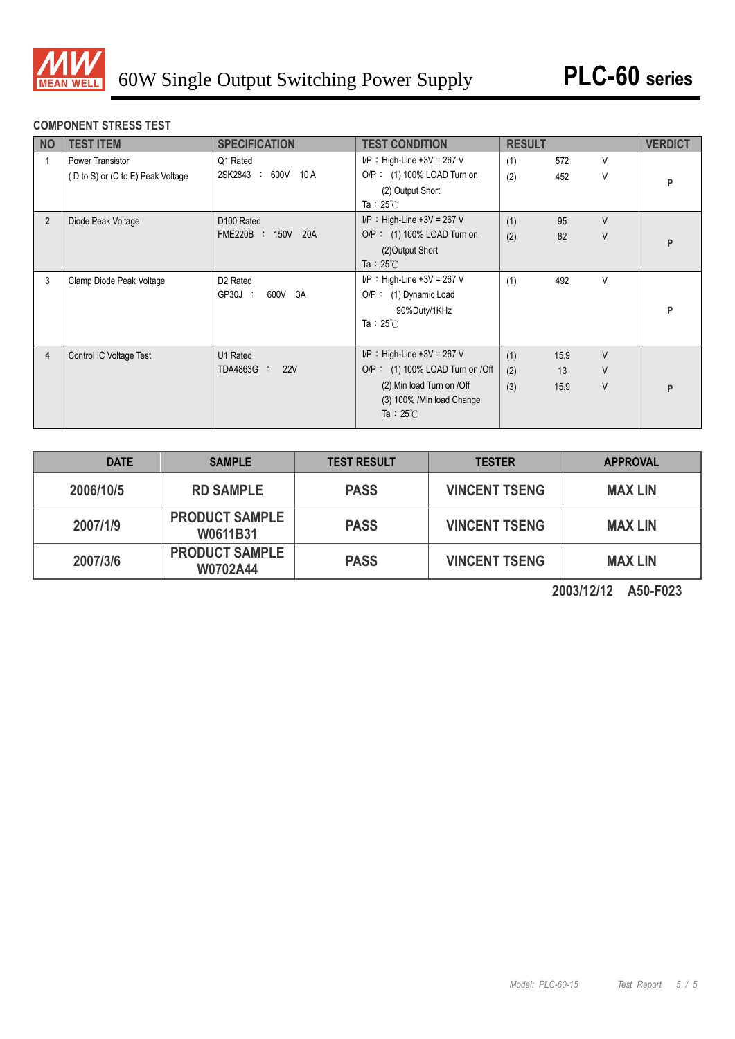60W Single Output Switching Power Supply **PLC-60 series**

## COMPONENT STRESS TEST

| NO | TEST ITEM | SPECIFICATION | TEST CONDITION | RESULT | VERDICT |
|---|---|---|---|---|---|
| 1 | Power Transistor ( D to S) or (C to E) Peak Voltage | Q1 Rated 2SK2843 : 600V 10 A | I/P : High-Line +3V = 267 V O/P : (1) 100% LOAD Turn on (2) Output Short Ta : 25℃ | (1) 572 V (2) 452 V | P |
| 2 | Diode Peak Voltage | D100 Rated FME220B : 150V 20A | I/P : High-Line +3V = 267 V O/P : (1) 100% LOAD Turn on (2)Output Short Ta : 25℃ | (1) 95 V (2) 82 V | P |
| 3 | Clamp Diode Peak Voltage | D2 Rated GP30J : 600V 3A | I/P : High-Line +3V = 267 V O/P : (1) Dynamic Load 90%Duty/1KHz Ta : 25℃ | (1) 492 V | P |
| 4 | Control IC Voltage Test | U1 Rated TDA4863G : 22V | I/P : High-Line +3V = 267 V O/P : (1) 100% LOAD Turn on /Off (2) Min load Turn on /Off (3) 100% /Min load Change Ta : 25℃ | (1) 15.9 V (2) 13 V (3) 15.9 V | P |

| DATE | SAMPLE | TEST RESULT | TESTER | APPROVAL |
|---|---|---|---|---|
| 2006/10/5 | RD SAMPLE | PASS | VINCENT TSENG | MAX LIN |
| 2007/1/9 | PRODUCT SAMPLE W0611B31 | PASS | VINCENT TSENG | MAX LIN |
| 2007/3/6 | PRODUCT SAMPLE W0702A44 | PASS | VINCENT TSENG | MAX LIN |

2003/12/12 A50-F023